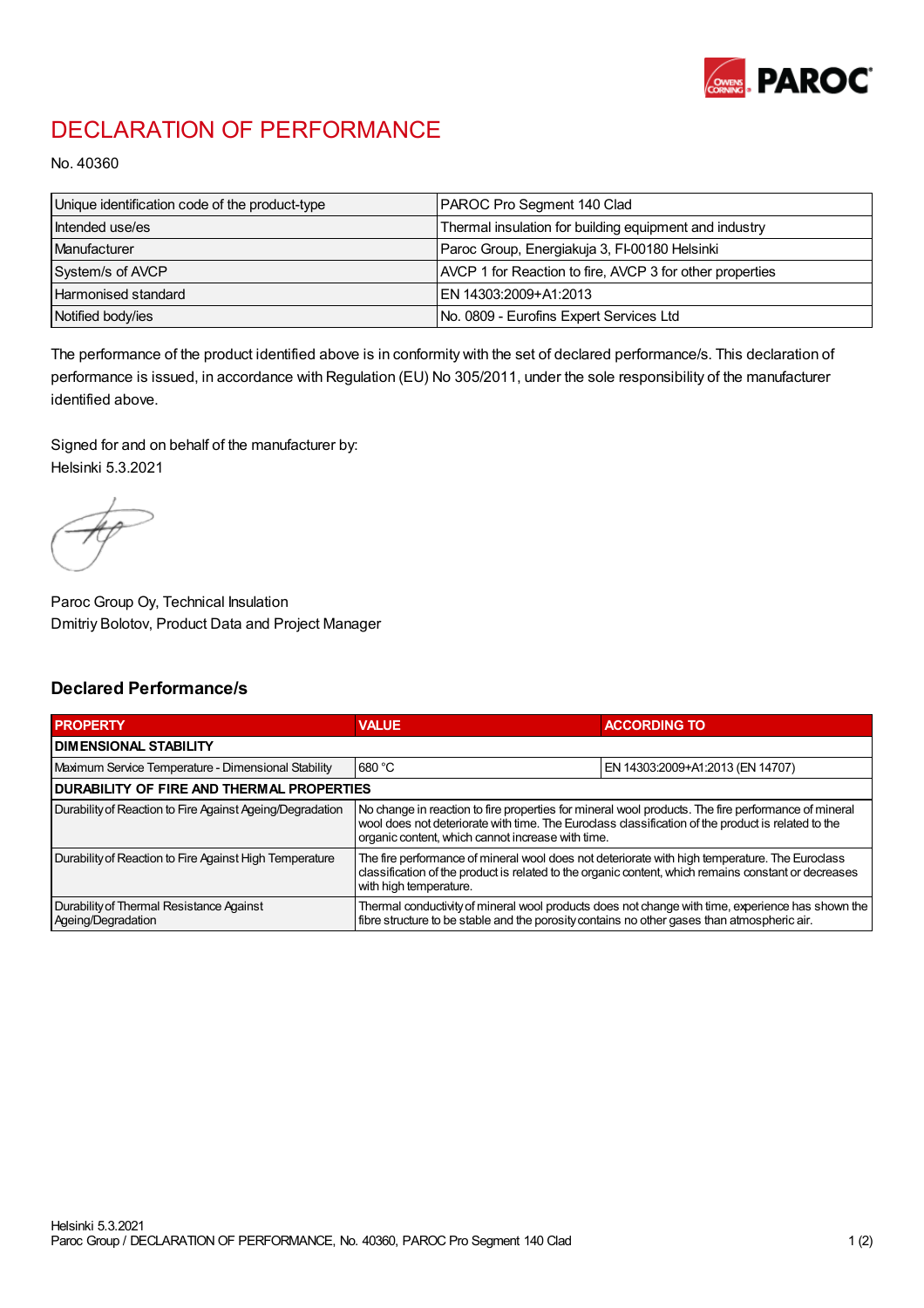# DECLARATION OF PERFORMANCE

No. 40360

| Unique identification code of the product-type | PAROC Pro Segment 140 Clad |
|---|---|
| Intended use/es | Thermal insulation for building equipment and industry |
| Manufacturer | Paroc Group, Energiakuja 3, FI-00180 Helsinki |
| System/s of AVCP | AVCP 1 for Reaction to fire, AVCP 3 for other properties |
| Harmonised standard | EN 14303:2009+A1:2013 |
| Notified body/ies | No. 0809 - Eurofins Expert Services Ltd |

The performance of the product identified above is in conformity with the set of declared performance/s. This declaration of performance is issued, in accordance with Regulation (EU) No 305/2011, under the sole responsibility of the manufacturer identified above.

Signed for and on behalf of the manufacturer by:
Helsinki 5.3.2021

Paroc Group Oy, Technical Insulation
Dmitriy Bolotov, Product Data and Project Manager

## Declared Performance/s

| PROPERTY | VALUE | ACCORDING TO |
|---|---|---|
| **DIMENSIONAL STABILITY** | | |
| Maximum Service Temperature - Dimensional Stability | 680 °C | EN 14303:2009+A1:2013 (EN 14707) |
| **DURABILITY OF FIRE AND THERMAL PROPERTIES** | | |
| Durability of Reaction to Fire Against Ageing/Degradation | No change in reaction to fire properties for mineral wool products. The fire performance of mineral wool does not deteriorate with time. The Euroclass classification of the product is related to the organic content, which cannot increase with time. | |
| Durability of Reaction to Fire Against High Temperature | The fire performance of mineral wool does not deteriorate with high temperature. The Euroclass classification of the product is related to the organic content, which remains constant or decreases with high temperature. | |
| Durability of Thermal Resistance Against Ageing/Degradation | Thermal conductivity of mineral wool products does not change with time, experience has shown the fibre structure to be stable and the porosity contains no other gases than atmospheric air. | |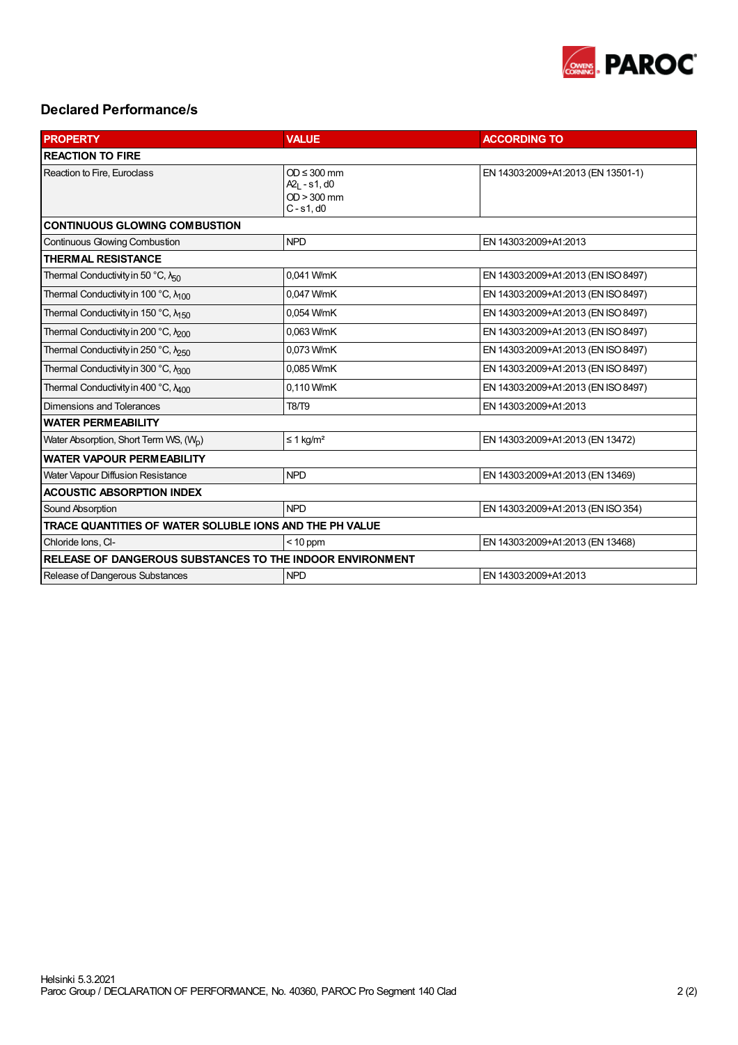## Declared Performance/s

| PROPERTY | VALUE | ACCORDING TO |
|---|---|---|
| **REACTION TO FIRE** | | |
| Reaction to Fire, Euroclass | OD ≤ 300 mm $A2_L$ - s1, d0 OD > 300 mm C - s1, d0 | EN 14303:2009+A1:2013 (EN 13501-1) |
| **CONTINUOUS GLOWING COMBUSTION** | | |
| Continuous Glowing Combustion | NPD | EN 14303:2009+A1:2013 |
| **THERMAL RESISTANCE** | | |
| Thermal Conductivity in 50 °C, $\lambda_{50}$ | 0,041 W/mK | EN 14303:2009+A1:2013 (EN ISO 8497) |
| Thermal Conductivity in 100 °C, $\lambda_{100}$ | 0,047 W/mK | EN 14303:2009+A1:2013 (EN ISO 8497) |
| Thermal Conductivity in 150 °C, $\lambda_{150}$ | 0,054 W/mK | EN 14303:2009+A1:2013 (EN ISO 8497) |
| Thermal Conductivity in 200 °C, $\lambda_{200}$ | 0,063 W/mK | EN 14303:2009+A1:2013 (EN ISO 8497) |
| Thermal Conductivity in 250 °C, $\lambda_{250}$ | 0,073 W/mK | EN 14303:2009+A1:2013 (EN ISO 8497) |
| Thermal Conductivity in 300 °C, $\lambda_{300}$ | 0,085 W/mK | EN 14303:2009+A1:2013 (EN ISO 8497) |
| Thermal Conductivity in 400 °C, $\lambda_{400}$ | 0,110 W/mK | EN 14303:2009+A1:2013 (EN ISO 8497) |
| Dimensions and Tolerances | T8/T9 | EN 14303:2009+A1:2013 |
| **WATER PERMEABILITY** | | |
| Water Absorption, Short Term WS, ($W_p$) | ≤ 1 kg/m² | EN 14303:2009+A1:2013 (EN 13472) |
| **WATER VAPOUR PERMEABILITY** | | |
| Water Vapour Diffusion Resistance | NPD | EN 14303:2009+A1:2013 (EN 13469) |
| **ACOUSTIC ABSORPTION INDEX** | | |
| Sound Absorption | NPD | EN 14303:2009+A1:2013 (EN ISO 354) |
| **TRACE QUANTITIES OF WATER SOLUBLE IONS AND THE PH VALUE** | | |
| Chloride Ions, Cl- | < 10 ppm | EN 14303:2009+A1:2013 (EN 13468) |
| **RELEASE OF DANGEROUS SUBSTANCES TO THE INDOOR ENVIRONMENT** | | |
| Release of Dangerous Substances | NPD | EN 14303:2009+A1:2013 |

Helsinki 5.3.2021
Paroc Group / DECLARATION OF PERFORMANCE, No. 40360, PAROC Pro Segment 140 Clad